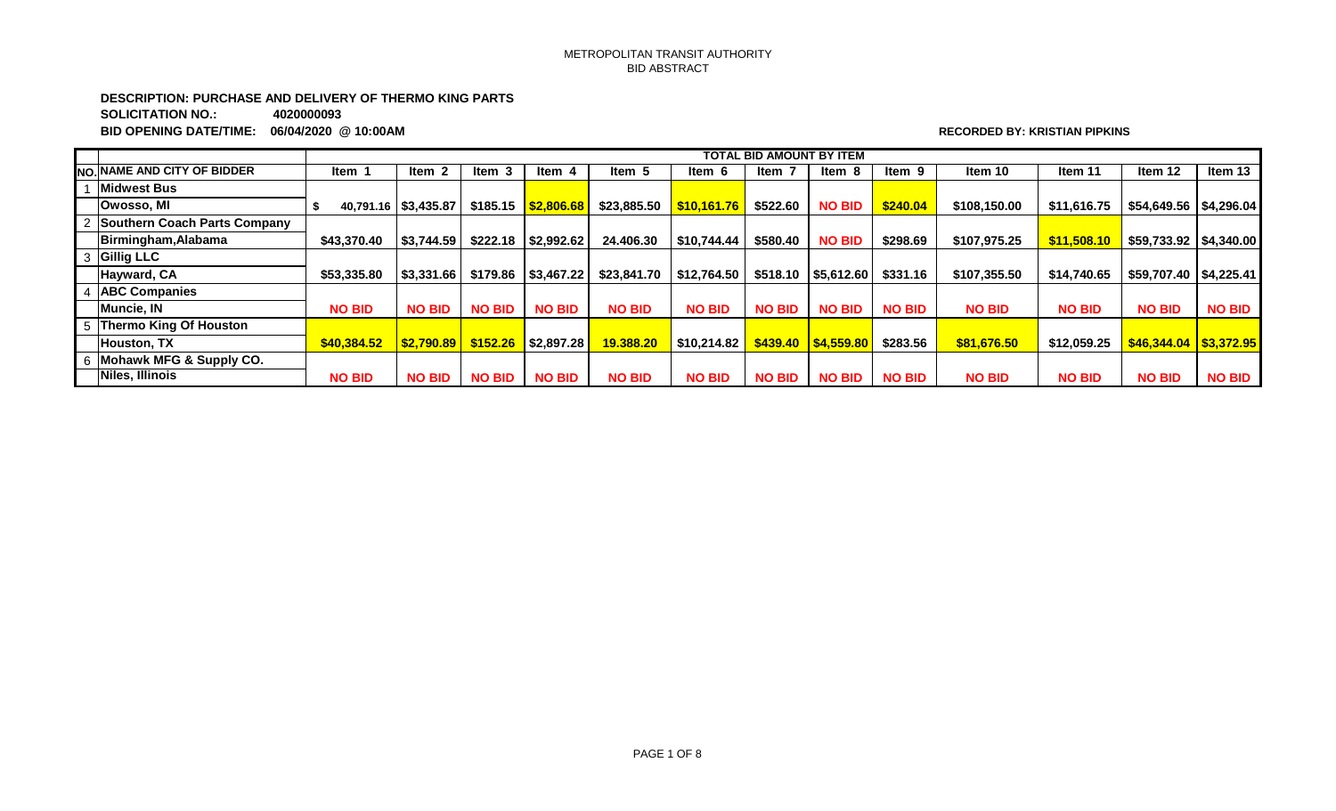METROPOLITAN TRANSIT AUTHORITY
BID ABSTRACT

**DESCRIPTION: PURCHASE AND DELIVERY OF THERMO KING PARTS**
**SOLICITATION NO.: 4020000093**
**BID OPENING DATE/TIME: 06/04/2020 @ 10:00AM**

**RECORDED BY: KRISTIAN PIPKINS**

| NO. | NAME AND CITY OF BIDDER | TOTAL BID AMOUNT BY ITEM | | | | | | | | | | | | |
|---|---|---|---|---|---|---|---|---|---|---|---|---|---|---|
| | | Item 1 | Item 2 | Item 3 | Item 4 | Item 5 | Item 6 | Item 7 | Item 8 | Item 9 | Item 10 | Item 11 | Item 12 | Item 13 |
| 1 | Midwest Bus<br>Owosso, MI | $ 40,791.16 | $3,435.87 | $185.15 | $2,806.68 | $23,885.50 | $10,161.76 | $522.60 | NO BID | $240.04 | $108,150.00 | $11,616.75 | $54,649.56 | $4,296.04 |
| 2 | Southern Coach Parts Company<br>Birmingham,Alabama | $43,370.40 | $3,744.59 | $222.18 | $2,992.62 | 24.406.30 | $10,744.44 | $580.40 | NO BID | $298.69 | $107,975.25 | $11,508.10 | $59,733.92 | $4,340.00 |
| 3 | Gillig LLC<br>Hayward, CA | $53,335.80 | $3,331.66 | $179.86 | $3,467.22 | $23,841.70 | $12,764.50 | $518.10 | $5,612.60 | $331.16 | $107,355.50 | $14,740.65 | $59,707.40 | $4,225.41 |
| 4 | ABC Companies<br>Muncie, IN | NO BID | NO BID | NO BID | NO BID | NO BID | NO BID | NO BID | NO BID | NO BID | NO BID | NO BID | NO BID | NO BID |
| 5 | Thermo King Of Houston<br>Houston, TX | $40,384.52 | $2,790.89 | $152.26 | $2,897.28 | 19.388.20 | $10,214.82 | $439.40 | $4,559.80 | $283.56 | $81,676.50 | $12,059.25 | $46,344.04 | $3,372.95 |
| 6 | Mohawk MFG & Supply CO.<br>Niles, Illinois | NO BID | NO BID | NO BID | NO BID | NO BID | NO BID | NO BID | NO BID | NO BID | NO BID | NO BID | NO BID | NO BID |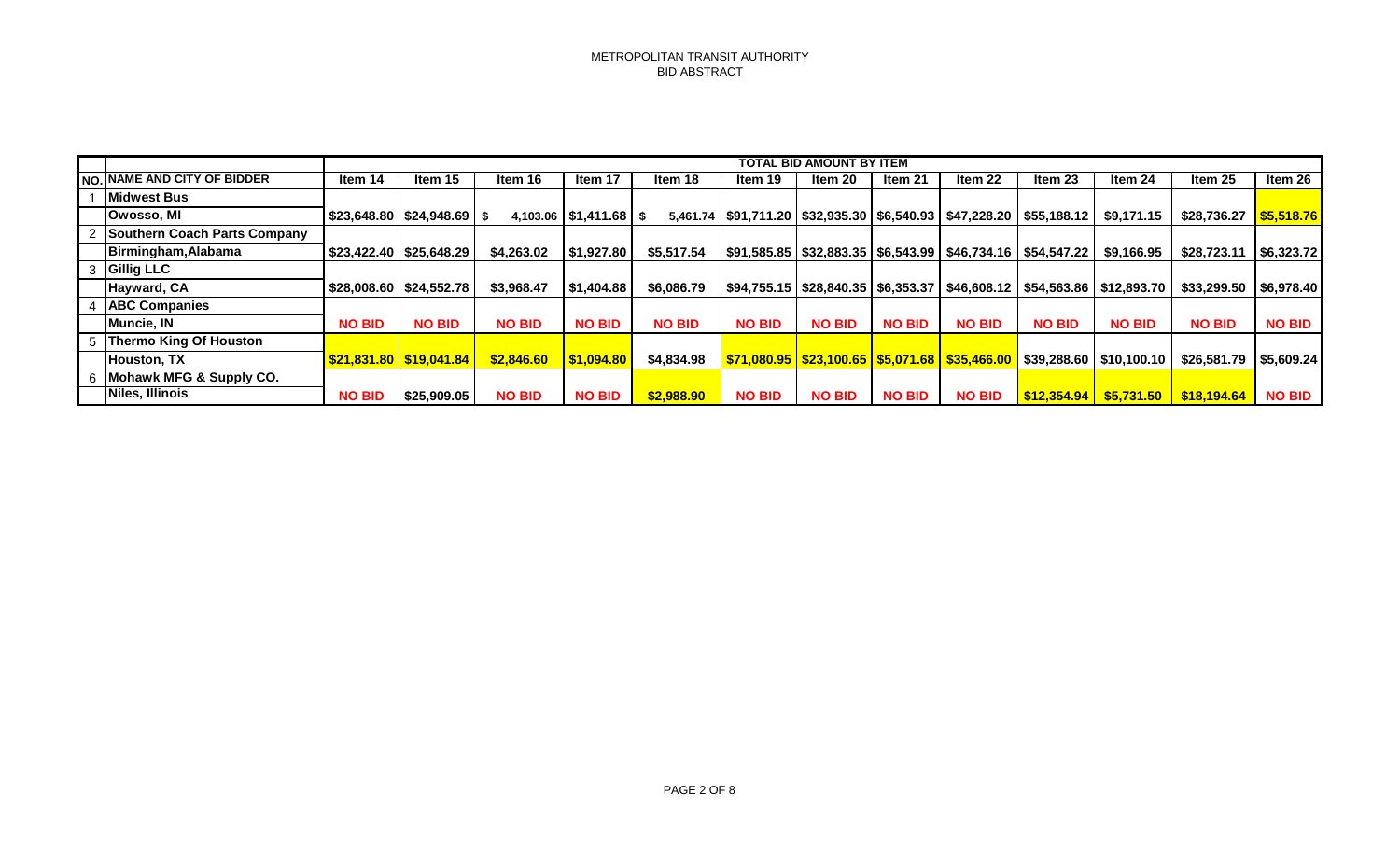METROPOLITAN TRANSIT AUTHORITY
BID ABSTRACT

| NO. | NAME AND CITY OF BIDDER | TOTAL BID AMOUNT BY ITEM | | | | | | | | | | | | |
|---|---|---|---|---|---|---|---|---|---|---|---|---|---|---|
| | | Item 14 | Item 15 | Item 16 | Item 17 | Item 18 | Item 19 | Item 20 | Item 21 | Item 22 | Item 23 | Item 24 | Item 25 | Item 26 |
| 1 | Midwest Bus Owosso, MI | $23,648.80 | $24,948.69 | $ 4,103.06 | $1,411.68 | $ 5,461.74 | $91,711.20 | $32,935.30 | $6,540.93 | $47,228.20 | $55,188.12 | $9,171.15 | $28,736.27 | $5,518.76 |
| 2 | Southern Coach Parts Company Birmingham,Alabama | $23,422.40 | $25,648.29 | $4,263.02 | $1,927.80 | $5,517.54 | $91,585.85 | $32,883.35 | $6,543.99 | $46,734.16 | $54,547.22 | $9,166.95 | $28,723.11 | $6,323.72 |
| 3 | Gillig LLC Hayward, CA | $28,008.60 | $24,552.78 | $3,968.47 | $1,404.88 | $6,086.79 | $94,755.15 | $28,840.35 | $6,353.37 | $46,608.12 | $54,563.86 | $12,893.70 | $33,299.50 | $6,978.40 |
| 4 | ABC Companies Muncie, IN | NO BID | NO BID | NO BID | NO BID | NO BID | NO BID | NO BID | NO BID | NO BID | NO BID | NO BID | NO BID | NO BID |
| 5 | Thermo King Of Houston Houston, TX | $21,831.80 | $19,041.84 | $2,846.60 | $1,094.80 | $4,834.98 | $71,080.95 | $23,100.65 | $5,071.68 | $35,466.00 | $39,288.60 | $10,100.10 | $26,581.79 | $5,609.24 |
| 6 | Mohawk MFG & Supply CO. Niles, Illinois | NO BID | $25,909.05 | NO BID | NO BID | $2,988.90 | NO BID | NO BID | NO BID | NO BID | $12,354.94 | $5,731.50 | $18,194.64 | NO BID |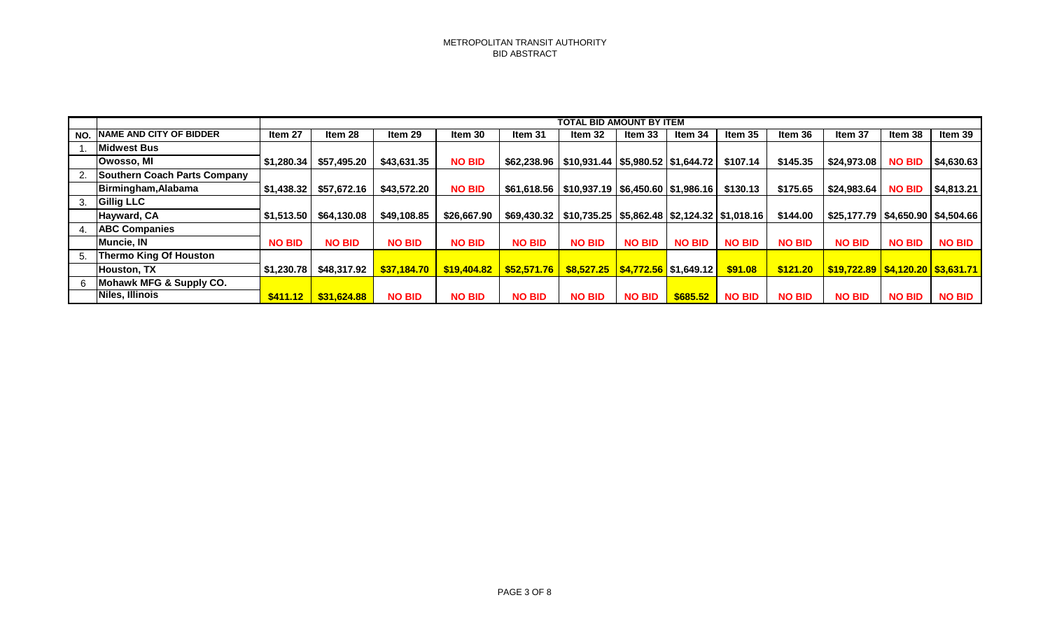METROPOLITAN TRANSIT AUTHORITY
BID ABSTRACT

| | | TOTAL BID AMOUNT BY ITEM | | | | | | | | | | | | |
|---|---|---|---|---|---|---|---|---|---|---|---|---|---|---|
| NO. | NAME AND CITY OF BIDDER | Item 27 | Item 28 | Item 29 | Item 30 | Item 31 | Item 32 | Item 33 | Item 34 | Item 35 | Item 36 | Item 37 | Item 38 | Item 39 |
| 1. | Midwest Bus<br>Owosso, MI | $1,280.34 | $57,495.20 | $43,631.35 | NO BID | $62,238.96 | $10,931.44 | $5,980.52 | $1,644.72 | $107.14 | $145.35 | $24,973.08 | NO BID | $4,630.63 |
| 2. | Southern Coach Parts Company<br>Birmingham,Alabama | $1,438.32 | $57,672.16 | $43,572.20 | NO BID | $61,618.56 | $10,937.19 | $6,450.60 | $1,986.16 | $130.13 | $175.65 | $24,983.64 | NO BID | $4,813.21 |
| 3. | Gillig LLC<br>Hayward, CA | $1,513.50 | $64,130.08 | $49,108.85 | $26,667.90 | $69,430.32 | $10,735.25 | $5,862.48 | $2,124.32 | $1,018.16 | $144.00 | $25,177.79 | $4,650.90 | $4,504.66 |
| 4. | ABC Companies<br>Muncie, IN | NO BID | NO BID | NO BID | NO BID | NO BID | NO BID | NO BID | NO BID | NO BID | NO BID | NO BID | NO BID | NO BID |
| 5. | Thermo King Of Houston<br>Houston, TX | $1,230.78 | $48,317.92 | $37,184.70 | $19,404.82 | $52,571.76 | $8,527.25 | $4,772.56 | $1,649.12 | $91.08 | $121.20 | $19,722.89 | $4,120.20 | $3,631.71 |
| 6 | Mohawk MFG & Supply CO.<br>Niles, Illinois | $411.12 | $31,624.88 | NO BID | NO BID | NO BID | NO BID | NO BID | $685.52 | NO BID | NO BID | NO BID | NO BID | NO BID |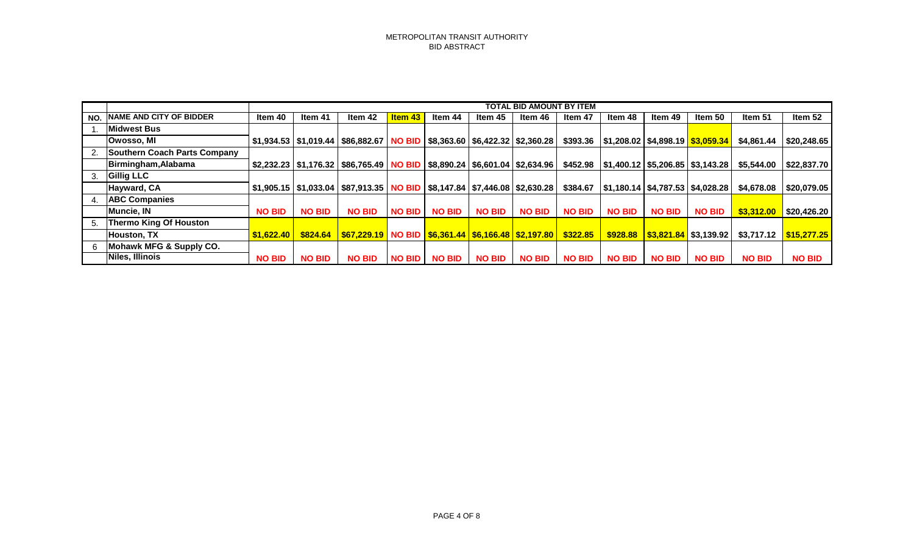METROPOLITAN TRANSIT AUTHORITY
BID ABSTRACT

| | | TOTAL BID AMOUNT BY ITEM | | | | | | | | | | | | |
|---|---|---|---|---|---|---|---|---|---|---|---|---|---|---|
| NO. | NAME AND CITY OF BIDDER | Item 40 | Item 41 | Item 42 | Item 43 | Item 44 | Item 45 | Item 46 | Item 47 | Item 48 | Item 49 | Item 50 | Item 51 | Item 52 |
| 1. | Midwest Bus<br>Owosso, MI | $1,934.53 | $1,019.44 | $86,882.67 | NO BID | $8,363.60 | $6,422.32 | $2,360.28 | $393.36 | $1,208.02 | $4,898.19 | $3,059.34 | $4,861.44 | $20,248.65 |
| 2. | Southern Coach Parts Company<br>Birmingham,Alabama | $2,232.23 | $1,176.32 | $86,765.49 | NO BID | $8,890.24 | $6,601.04 | $2,634.96 | $452.98 | $1,400.12 | $5,206.85 | $3,143.28 | $5,544.00 | $22,837.70 |
| 3. | Gillig LLC<br>Hayward, CA | $1,905.15 | $1,033.04 | $87,913.35 | NO BID | $8,147.84 | $7,446.08 | $2,630.28 | $384.67 | $1,180.14 | $4,787.53 | $4,028.28 | $4,678.08 | $20,079.05 |
| 4. | ABC Companies<br>Muncie, IN | NO BID | NO BID | NO BID | NO BID | NO BID | NO BID | NO BID | NO BID | NO BID | NO BID | NO BID | $3,312.00 | $20,426.20 |
| 5. | Thermo King Of Houston<br>Houston, TX | $1,622.40 | $824.64 | $67,229.19 | NO BID | $6,361.44 | $6,166.48 | $2,197.80 | $322.85 | $928.88 | $3,821.84 | $3,139.92 | $3,717.12 | $15,277.25 |
| 6 | Mohawk MFG & Supply CO.<br>Niles, Illinois | NO BID | NO BID | NO BID | NO BID | NO BID | NO BID | NO BID | NO BID | NO BID | NO BID | NO BID | NO BID | NO BID |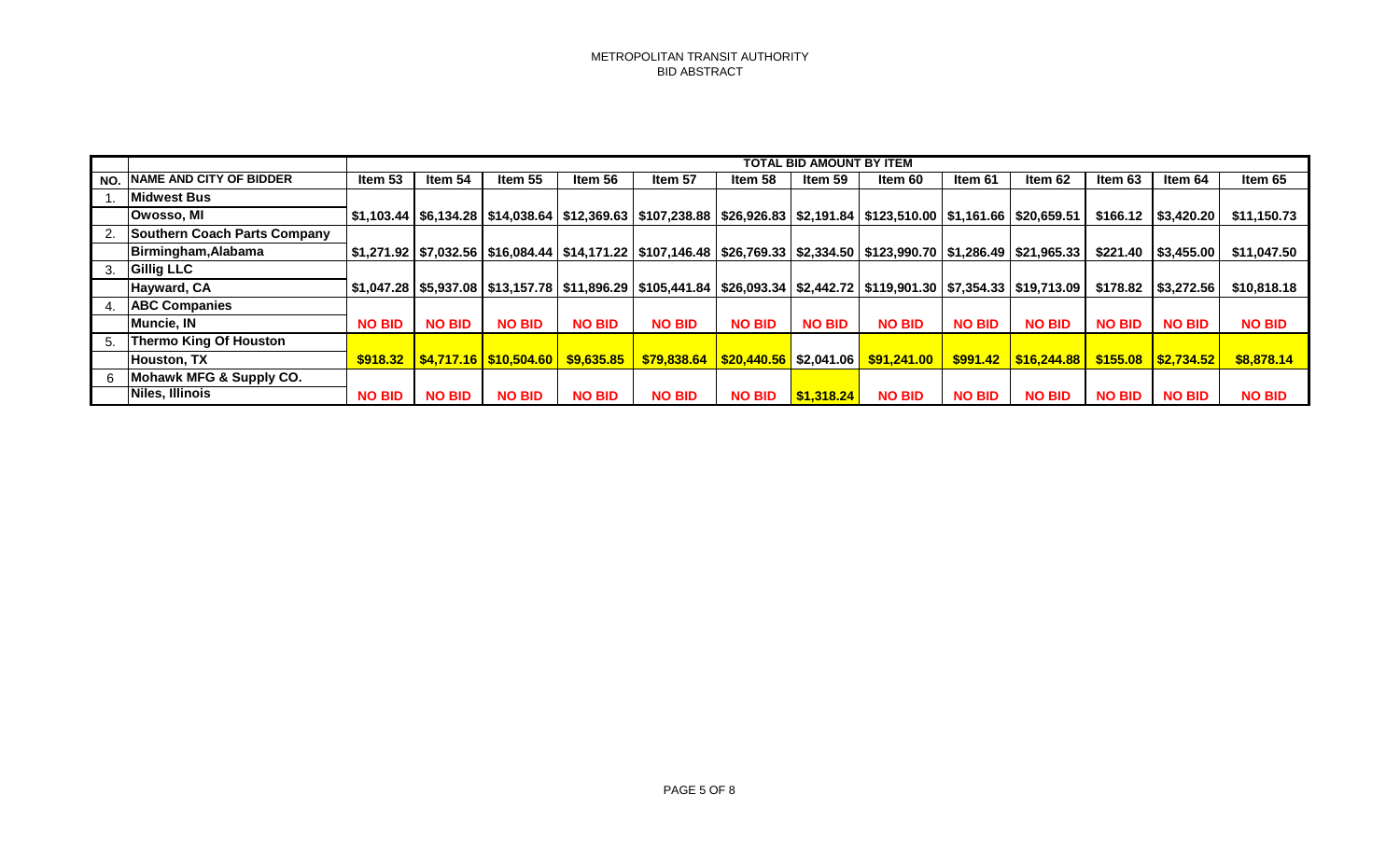METROPOLITAN TRANSIT AUTHORITY
BID ABSTRACT

| | | TOTAL BID AMOUNT BY ITEM | | | | | | | | | | | | |
|---|---|---|---|---|---|---|---|---|---|---|---|---|---|---|
| NO. | NAME AND CITY OF BIDDER | Item 53 | Item 54 | Item 55 | Item 56 | Item 57 | Item 58 | Item 59 | Item 60 | Item 61 | Item 62 | Item 63 | Item 64 | Item 65 |
| 1. | **Midwest Bus**<br>Owosso, MI | $1,103.44 | $6,134.28 | $14,038.64 | $12,369.63 | $107,238.88 | $26,926.83 | $2,191.84 | $123,510.00 | $1,161.66 | $20,659.51 | $166.12 | $3,420.20 | $11,150.73 |
| 2. | **Southern Coach Parts Company**<br>Birmingham,Alabama | $1,271.92 | $7,032.56 | $16,084.44 | $14,171.22 | $107,146.48 | $26,769.33 | $2,334.50 | $123,990.70 | $1,286.49 | $21,965.33 | $221.40 | $3,455.00 | $11,047.50 |
| 3. | **Gillig LLC**<br>Hayward, CA | $1,047.28 | $5,937.08 | $13,157.78 | $11,896.29 | $105,441.84 | $26,093.34 | $2,442.72 | $119,901.30 | $7,354.33 | $19,713.09 | $178.82 | $3,272.56 | $10,818.18 |
| 4. | **ABC Companies**<br>Muncie, IN | NO BID | NO BID | NO BID | NO BID | NO BID | NO BID | NO BID | NO BID | NO BID | NO BID | NO BID | NO BID | NO BID |
| 5. | **Thermo King Of Houston**<br>Houston, TX | $918.32 | $4,717.16 | $10,504.60 | $9,635.85 | $79,838.64 | $20,440.56 | $2,041.06 | $91,241.00 | $991.42 | $16,244.88 | $155.08 | $2,734.52 | $8,878.14 |
| 6 | **Mohawk MFG & Supply CO.**<br>Niles, Illinois | NO BID | NO BID | NO BID | NO BID | NO BID | NO BID | $1,318.24 | NO BID | NO BID | NO BID | NO BID | NO BID | NO BID |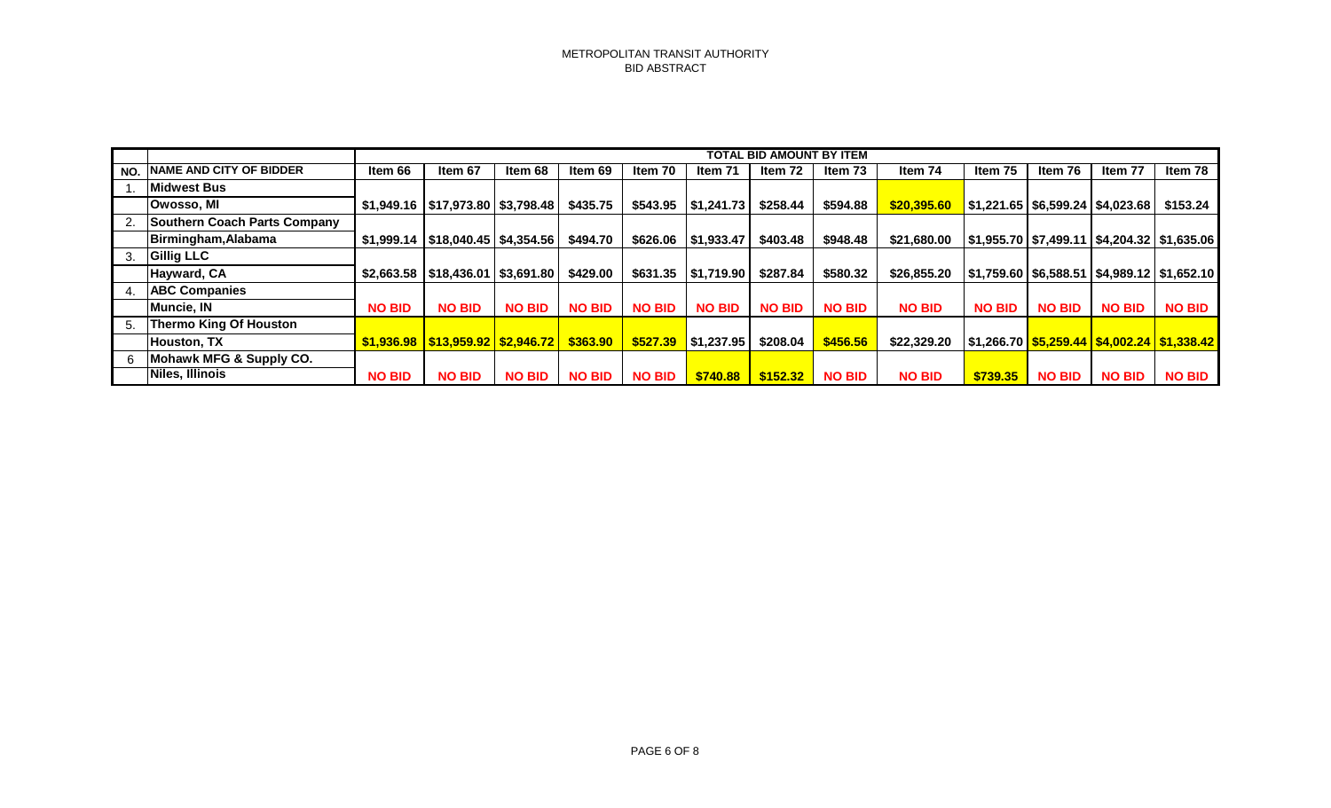METROPOLITAN TRANSIT AUTHORITY
BID ABSTRACT

| | | TOTAL BID AMOUNT BY ITEM | | | | | | | | | | | | |
|---|---|---|---|---|---|---|---|---|---|---|---|---|---|---|
| NO. | NAME AND CITY OF BIDDER | Item 66 | Item 67 | Item 68 | Item 69 | Item 70 | Item 71 | Item 72 | Item 73 | Item 74 | Item 75 | Item 76 | Item 77 | Item 78 |
| 1. | Midwest Bus Owosso, MI | $1,949.16 | $17,973.80 | $3,798.48 | $435.75 | $543.95 | $1,241.73 | $258.44 | $594.88 | $20,395.60 | $1,221.65 | $6,599.24 | $4,023.68 | $153.24 |
| 2. | Southern Coach Parts Company Birmingham,Alabama | $1,999.14 | $18,040.45 | $4,354.56 | $494.70 | $626.06 | $1,933.47 | $403.48 | $948.48 | $21,680.00 | $1,955.70 | $7,499.11 | $4,204.32 | $1,635.06 |
| 3. | Gillig LLC Hayward, CA | $2,663.58 | $18,436.01 | $3,691.80 | $429.00 | $631.35 | $1,719.90 | $287.84 | $580.32 | $26,855.20 | $1,759.60 | $6,588.51 | $4,989.12 | $1,652.10 |
| 4. | ABC Companies Muncie, IN | NO BID | NO BID | NO BID | NO BID | NO BID | NO BID | NO BID | NO BID | NO BID | NO BID | NO BID | NO BID | NO BID |
| 5. | Thermo King Of Houston Houston, TX | $1,936.98 | $13,959.92 | $2,946.72 | $363.90 | $527.39 | $1,237.95 | $208.04 | $456.56 | $22,329.20 | $1,266.70 | $5,259.44 | $4,002.24 | $1,338.42 |
| 6 | Mohawk MFG & Supply CO. Niles, Illinois | NO BID | NO BID | NO BID | NO BID | NO BID | $740.88 | $152.32 | NO BID | NO BID | $739.35 | NO BID | NO BID | NO BID |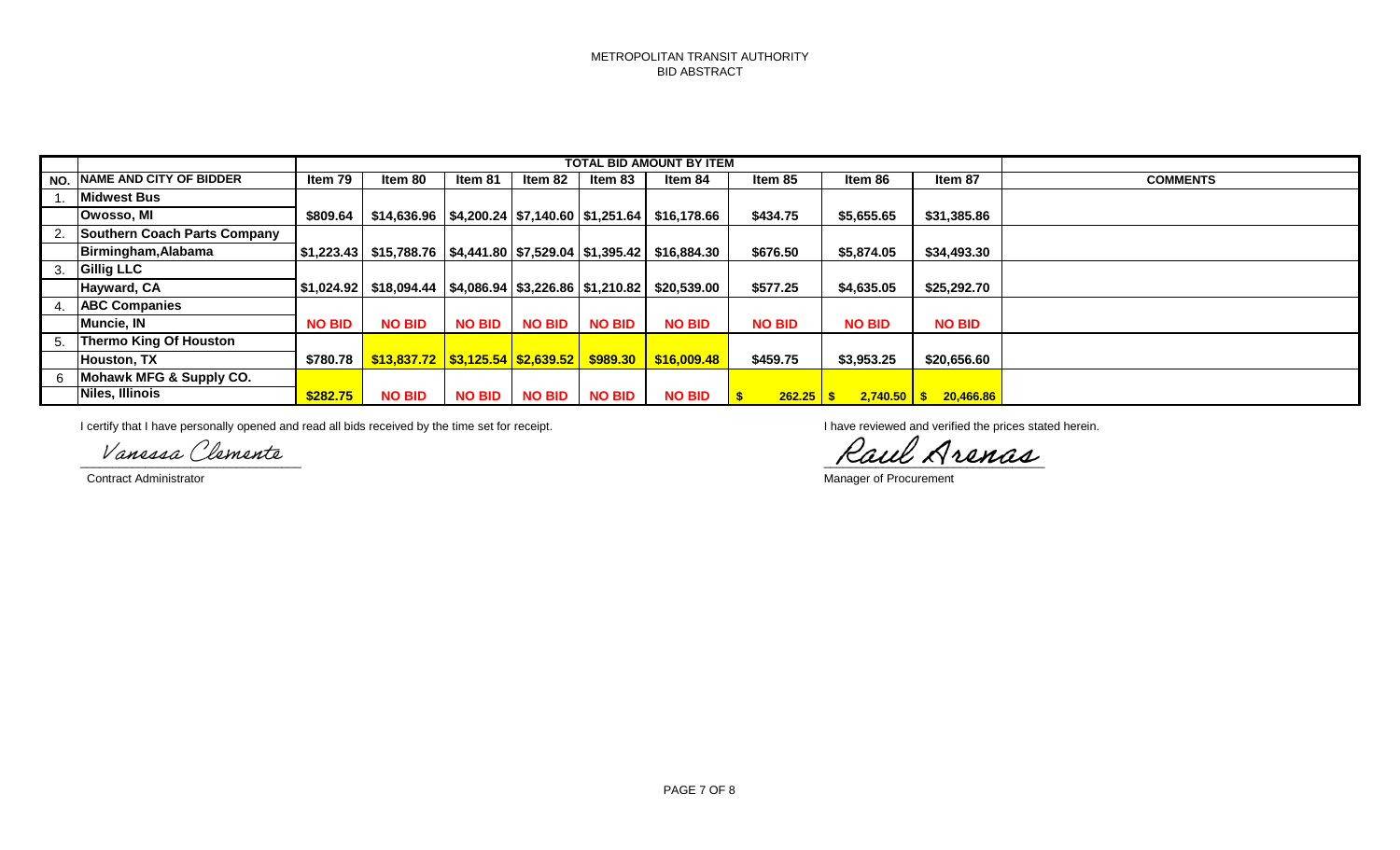METROPOLITAN TRANSIT AUTHORITY
BID ABSTRACT

| NO. | NAME AND CITY OF BIDDER | TOTAL BID AMOUNT BY ITEM | | | | | | | | | COMMENTS |
|---|---|---|---|---|---|---|---|---|---|---|---|
| | | Item 79 | Item 80 | Item 81 | Item 82 | Item 83 | Item 84 | Item 85 | Item 86 | Item 87 | |
| 1. | Midwest Bus<br>Owosso, MI | $809.64 | $14,636.96 | $4,200.24 | $7,140.60 | $1,251.64 | $16,178.66 | $434.75 | $5,655.65 | $31,385.86 | |
| 2. | Southern Coach Parts Company<br>Birmingham,Alabama | $1,223.43 | $15,788.76 | $4,441.80 | $7,529.04 | $1,395.42 | $16,884.30 | $676.50 | $5,874.05 | $34,493.30 | |
| 3. | Gillig LLC<br>Hayward, CA | $1,024.92 | $18,094.44 | $4,086.94 | $3,226.86 | $1,210.82 | $20,539.00 | $577.25 | $4,635.05 | $25,292.70 | |
| 4. | ABC Companies<br>Muncie, IN | NO BID | NO BID | NO BID | NO BID | NO BID | NO BID | NO BID | NO BID | NO BID | |
| 5. | Thermo King Of Houston<br>Houston, TX | $780.78 | $13,837.72 | $3,125.54 | $2,639.52 | $989.30 | $16,009.48 | $459.75 | $3,953.25 | $20,656.60 | |
| 6 | Mohawk MFG & Supply CO.<br>Niles, Illinois | $282.75 | NO BID | NO BID | NO BID | NO BID | NO BID | $ 262.25 | $ 2,740.50 | $ 20,466.86 | |

I certify that I have personally opened and read all bids received by the time set for receipt.

*Vanessa Clemente*

Contract Administrator

I have reviewed and verified the prices stated herein.

*Raul Arenas*

Manager of Procurement